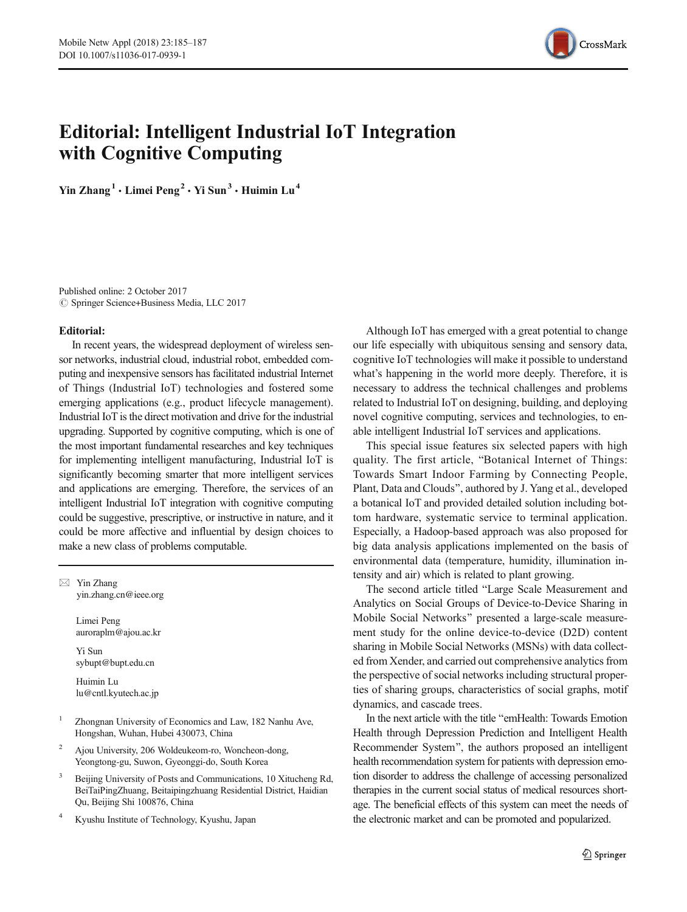# Editorial: Intelligent Industrial IoT Integration with Cognitive Computing

**Yin Zhang[1] · Limei Peng[2] · Yi Sun[3] · Huimin Lu[4]**

Published online: 2 October 2017
© Springer Science+Business Media, LLC 2017

**Editorial:**

In recent years, the widespread deployment of wireless sensor networks, industrial cloud, industrial robot, embedded computing and inexpensive sensors has facilitated industrial Internet of Things (Industrial IoT) technologies and fostered some emerging applications (e.g., product lifecycle management). Industrial IoT is the direct motivation and drive for the industrial upgrading. Supported by cognitive computing, which is one of the most important fundamental researches and key techniques for implementing intelligent manufacturing, Industrial IoT is significantly becoming smarter that more intelligent services and applications are emerging. Therefore, the services of an intelligent Industrial IoT integration with cognitive computing could be suggestive, prescriptive, or instructive in nature, and it could be more affective and influential by design choices to make a new class of problems computable.

✉ Yin Zhang
yin.zhang.cn@ieee.org

Limei Peng
auroraplm@ajou.ac.kr

Yi Sun
sybupt@bupt.edu.cn

Huimin Lu
lu@cntl.kyutech.ac.jp

[1] Zhongnan University of Economics and Law, 182 Nanhu Ave, Hongshan, Wuhan, Hubei 430073, China

[2] Ajou University, 206 Woldeukeom-ro, Woncheon-dong, Yeongtong-gu, Suwon, Gyeonggi-do, South Korea

[3] Beijing University of Posts and Communications, 10 Xitucheng Rd, BeiTaiPingZhuang, Beitaipingzhuang Residential District, Haidian Qu, Beijing Shi 100876, China

[4] Kyushu Institute of Technology, Kyushu, Japan

Although IoT has emerged with a great potential to change our life especially with ubiquitous sensing and sensory data, cognitive IoT technologies will make it possible to understand what's happening in the world more deeply. Therefore, it is necessary to address the technical challenges and problems related to Industrial IoT on designing, building, and deploying novel cognitive computing, services and technologies, to enable intelligent Industrial IoT services and applications.

This special issue features six selected papers with high quality. The first article, "Botanical Internet of Things: Towards Smart Indoor Farming by Connecting People, Plant, Data and Clouds", authored by J. Yang et al., developed a botanical IoT and provided detailed solution including bottom hardware, systematic service to terminal application. Especially, a Hadoop-based approach was also proposed for big data analysis applications implemented on the basis of environmental data (temperature, humidity, illumination intensity and air) which is related to plant growing.

The second article titled "Large Scale Measurement and Analytics on Social Groups of Device-to-Device Sharing in Mobile Social Networks" presented a large-scale measurement study for the online device-to-device (D2D) content sharing in Mobile Social Networks (MSNs) with data collected from Xender, and carried out comprehensive analytics from the perspective of social networks including structural properties of sharing groups, characteristics of social graphs, motif dynamics, and cascade trees.

In the next article with the title "emHealth: Towards Emotion Health through Depression Prediction and Intelligent Health Recommender System", the authors proposed an intelligent health recommendation system for patients with depression emotion disorder to address the challenge of accessing personalized therapies in the current social status of medical resources shortage. The beneficial effects of this system can meet the needs of the electronic market and can be promoted and popularized.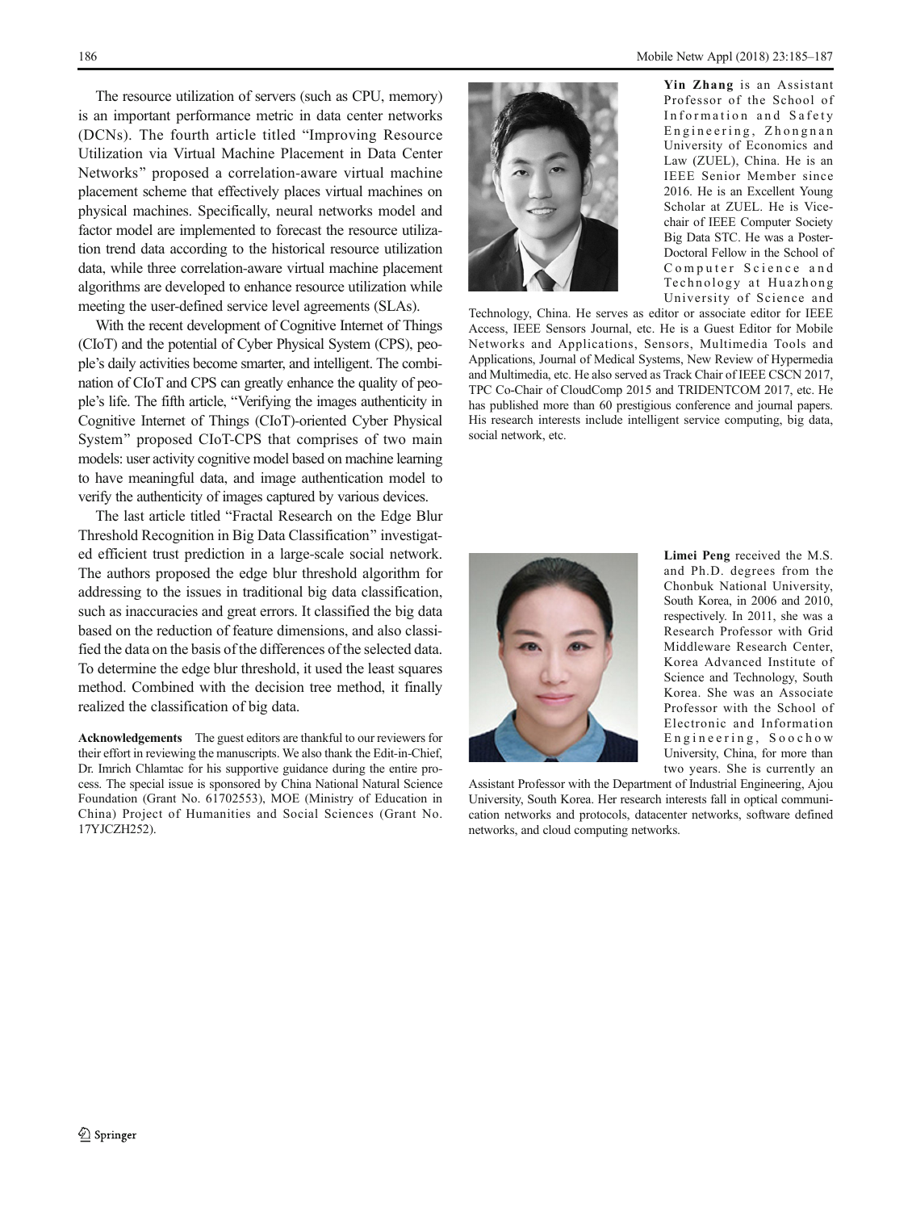The resource utilization of servers (such as CPU, memory) is an important performance metric in data center networks (DCNs). The fourth article titled "Improving Resource Utilization via Virtual Machine Placement in Data Center Networks" proposed a correlation-aware virtual machine placement scheme that effectively places virtual machines on physical machines. Specifically, neural networks model and factor model are implemented to forecast the resource utilization trend data according to the historical resource utilization data, while three correlation-aware virtual machine placement algorithms are developed to enhance resource utilization while meeting the user-defined service level agreements (SLAs).

With the recent development of Cognitive Internet of Things (CIoT) and the potential of Cyber Physical System (CPS), people's daily activities become smarter, and intelligent. The combination of CIoT and CPS can greatly enhance the quality of people's life. The fifth article, "Verifying the images authenticity in Cognitive Internet of Things (CIoT)-oriented Cyber Physical System" proposed CIoT-CPS that comprises of two main models: user activity cognitive model based on machine learning to have meaningful data, and image authentication model to verify the authenticity of images captured by various devices.

The last article titled "Fractal Research on the Edge Blur Threshold Recognition in Big Data Classification" investigated efficient trust prediction in a large-scale social network. The authors proposed the edge blur threshold algorithm for addressing to the issues in traditional big data classification, such as inaccuracies and great errors. It classified the big data based on the reduction of feature dimensions, and also classified the data on the basis of the differences of the selected data. To determine the edge blur threshold, it used the least squares method. Combined with the decision tree method, it finally realized the classification of big data.

**Acknowledgements** The guest editors are thankful to our reviewers for their effort in reviewing the manuscripts. We also thank the Edit-in-Chief, Dr. Imrich Chlamtac for his supportive guidance during the entire process. The special issue is sponsored by China National Natural Science Foundation (Grant No. 61702553), MOE (Ministry of Education in China) Project of Humanities and Social Sciences (Grant No. 17YJCZH252).

**Yin Zhang** is an Assistant Professor of the School of Information and Safety Engineering, Zhongnan University of Economics and Law (ZUEL), China. He is an IEEE Senior Member since 2016. He is an Excellent Young Scholar at ZUEL. He is Vice-chair of IEEE Computer Society Big Data STC. He was a Poster-Doctoral Fellow in the School of Computer Science and Technology at Huazhong University of Science and Technology, China. He serves as editor or associate editor for IEEE Access, IEEE Sensors Journal, etc. He is a Guest Editor for Mobile Networks and Applications, Sensors, Multimedia Tools and Applications, Journal of Medical Systems, New Review of Hypermedia and Multimedia, etc. He also served as Track Chair of IEEE CSCN 2017, TPC Co-Chair of CloudComp 2015 and TRIDENTCOM 2017, etc. He has published more than 60 prestigious conference and journal papers. His research interests include intelligent service computing, big data, social network, etc.

**Limei Peng** received the M.S. and Ph.D. degrees from the Chonbuk National University, South Korea, in 2006 and 2010, respectively. In 2011, she was a Research Professor with Grid Middleware Research Center, Korea Advanced Institute of Science and Technology, South Korea. She was an Associate Professor with the School of Electronic and Information Engineering, Soochow University, China, for more than two years. She is currently an Assistant Professor with the Department of Industrial Engineering, Ajou University, South Korea. Her research interests fall in optical communication networks and protocols, datacenter networks, software defined networks, and cloud computing networks.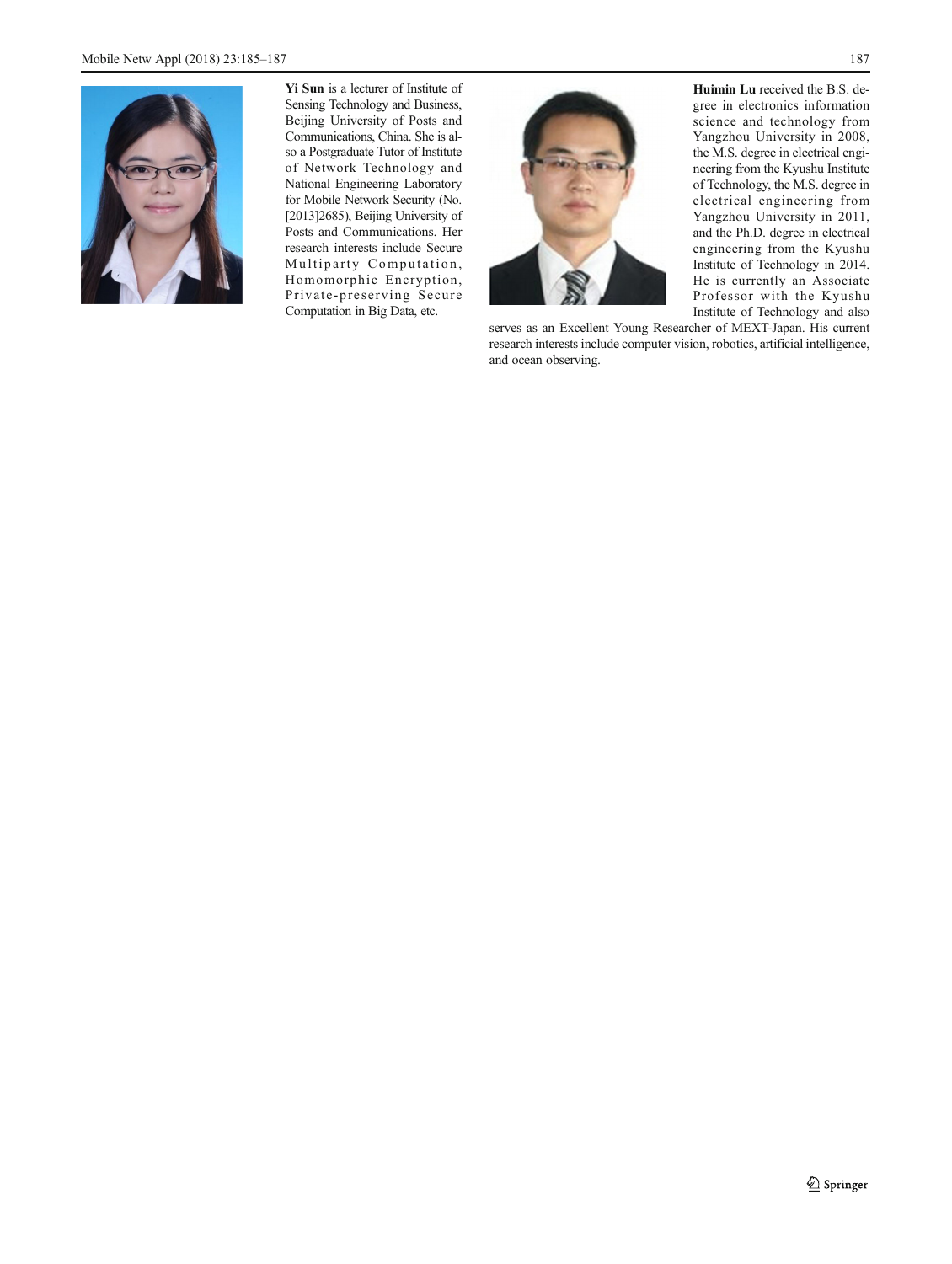**Yi Sun** is a lecturer of Institute of Sensing Technology and Business, Beijing University of Posts and Communications, China. She is also a Postgraduate Tutor of Institute of Network Technology and National Engineering Laboratory for Mobile Network Security (No. [2013]2685), Beijing University of Posts and Communications. Her research interests include Secure Multiparty Computation, Homomorphic Encryption, Private-preserving Secure Computation in Big Data, etc.

**Huimin Lu** received the B.S. degree in electronics information science and technology from Yangzhou University in 2008, the M.S. degree in electrical engineering from the Kyushu Institute of Technology, the M.S. degree in electrical engineering from Yangzhou University in 2011, and the Ph.D. degree in electrical engineering from the Kyushu Institute of Technology in 2014. He is currently an Associate Professor with the Kyushu Institute of Technology and also serves as an Excellent Young Researcher of MEXT-Japan. His current research interests include computer vision, robotics, artificial intelligence, and ocean observing.